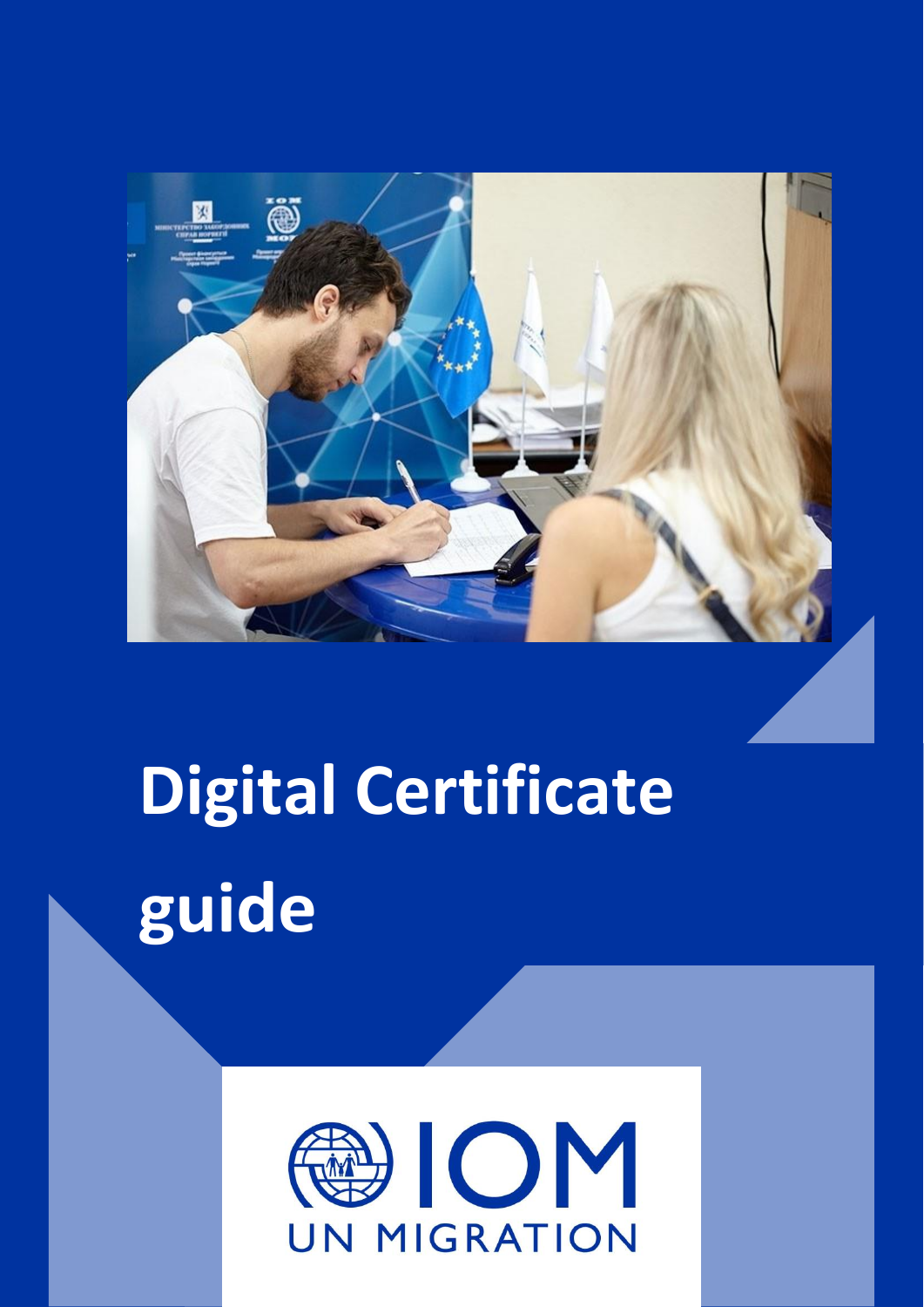# Digital Certificate guide

IOM

UN MIGRATION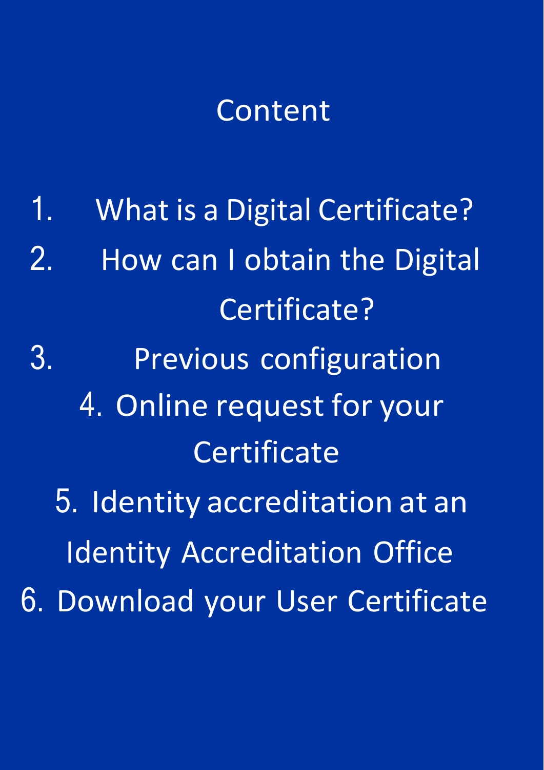# Content

1. What is a Digital Certificate?
2. How can I obtain the Digital Certificate?
3. Previous configuration
4. Online request for your Certificate
5. Identity accreditation at an Identity Accreditation Office
6. Download your User Certificate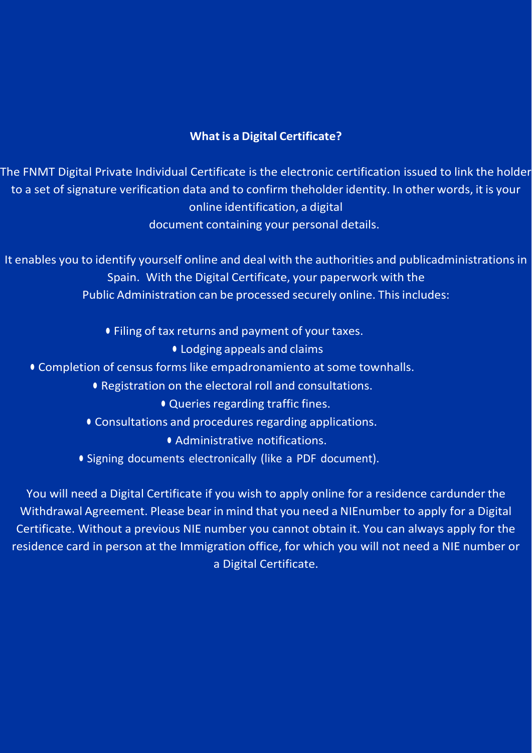## What is a Digital Certificate?

The FNMT Digital Private Individual Certificate is the electronic certification issued to link the holder to a set of signature verification data and to confirm theholder identity. In other words, it is your online identification, a digital document containing your personal details.

It enables you to identify yourself online and deal with the authorities and publicadministrations in Spain. With the Digital Certificate, your paperwork with the Public Administration can be processed securely online. This includes:

- Filing of tax returns and payment of your taxes.
- Lodging appeals and claims
- Completion of census forms like empadronamiento at some townhalls.
- Registration on the electoral roll and consultations.
- Queries regarding traffic fines.
- Consultations and procedures regarding applications.
- Administrative notifications.
- Signing documents electronically (like a PDF document).

You will need a Digital Certificate if you wish to apply online for a residence cardunder the Withdrawal Agreement. Please bear in mind that you need a NIEnumber to apply for a Digital Certificate. Without a previous NIE number you cannot obtain it. You can always apply for the residence card in person at the Immigration office, for which you will not need a NIE number or a Digital Certificate.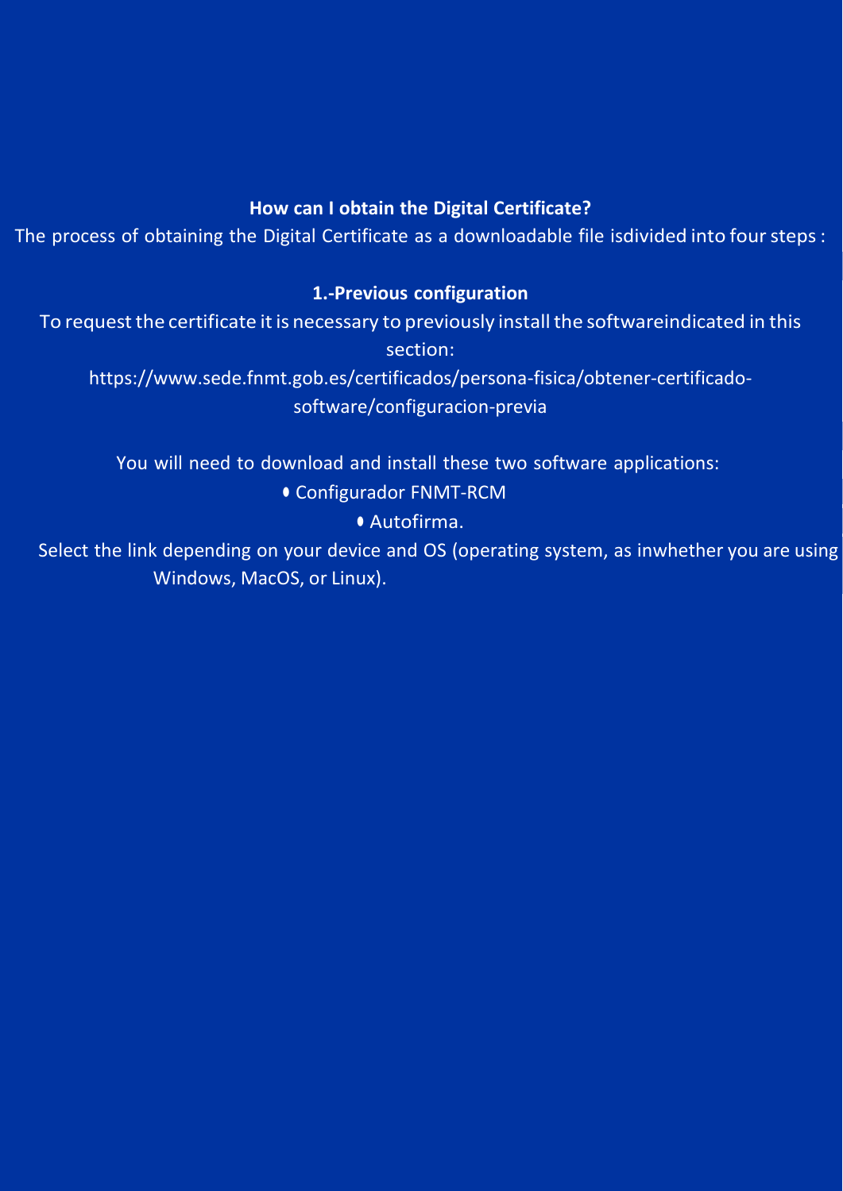**How can I obtain the Digital Certificate?**

The process of obtaining the Digital Certificate as a downloadable file isdivided into four steps :

**1.-Previous configuration**

To request the certificate it is necessary to previously install the softwareindicated in this section:

https://www.sede.fnmt.gob.es/certificados/persona-fisica/obtener-certificado-software/configuracion-previa

You will need to download and install these two software applications:

- Configurador FNMT-RCM
- Autofirma.

Select the link depending on your device and OS (operating system, as inwhether you are using Windows, MacOS, or Linux).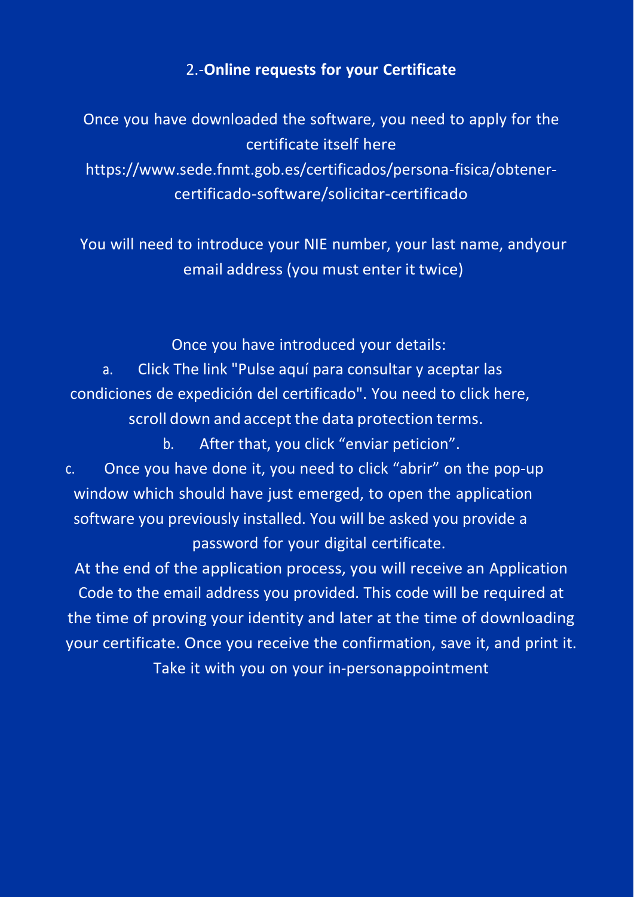2.-**Online requests for your Certificate**

Once you have downloaded the software, you need to apply for the certificate itself here https://www.sede.fnmt.gob.es/certificados/persona-fisica/obtener-certificado-software/solicitar-certificado

You will need to introduce your NIE number, your last name, andyour email address (you must enter it twice)

Once you have introduced your details:

a. Click The link "Pulse aquí para consultar y aceptar las condiciones de expedición del certificado". You need to click here, scroll down and accept the data protection terms.

b. After that, you click “enviar peticion”.

c. Once you have done it, you need to click “abrir” on the pop-up window which should have just emerged, to open the application software you previously installed. You will be asked you provide a password for your digital certificate.

At the end of the application process, you will receive an Application Code to the email address you provided. This code will be required at the time of proving your identity and later at the time of downloading your certificate. Once you receive the confirmation, save it, and print it. Take it with you on your in-personappointment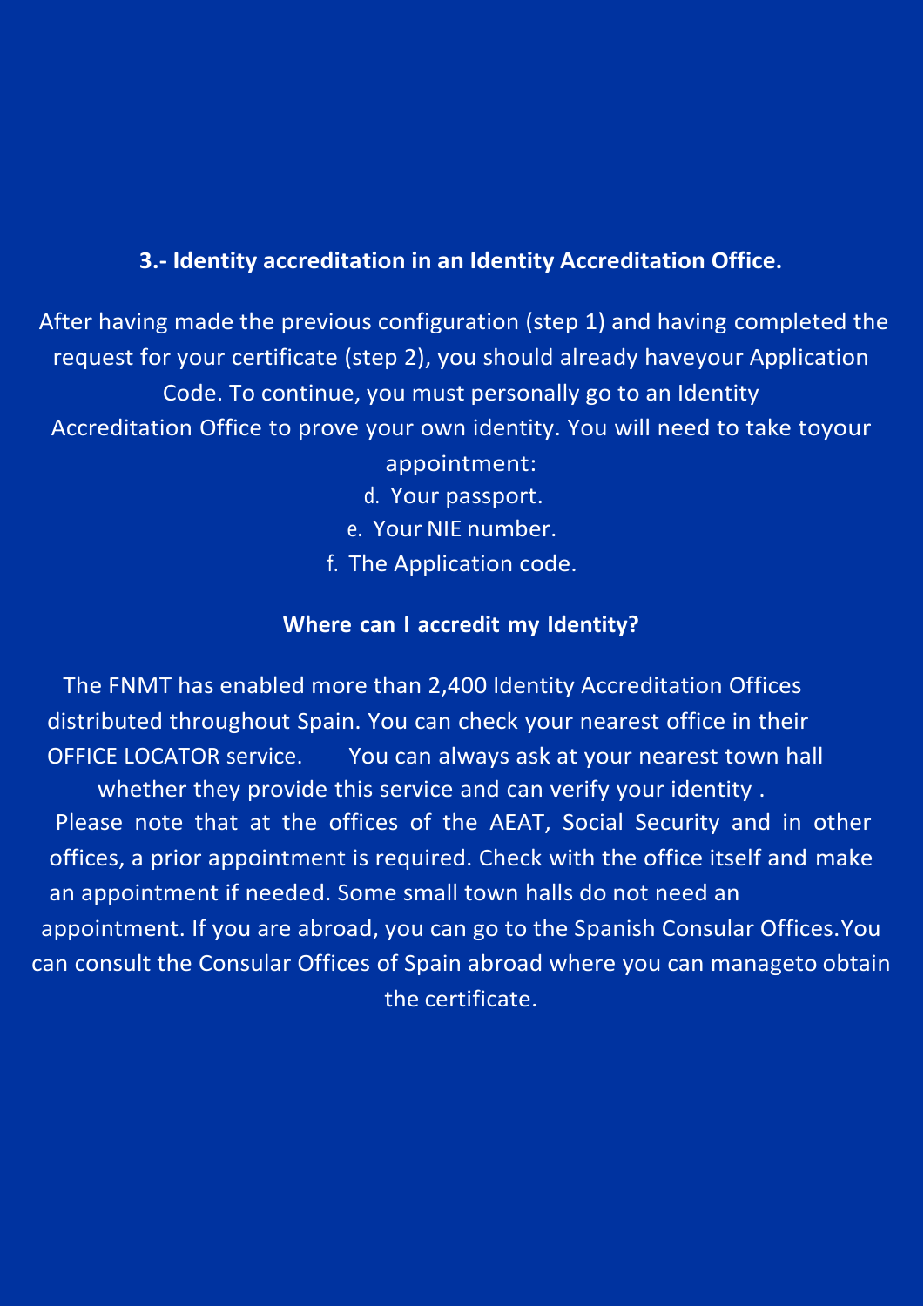### 3.- Identity accreditation in an Identity Accreditation Office.

After having made the previous configuration (step 1) and having completed the request for your certificate (step 2), you should already haveyour Application Code. To continue, you must personally go to an Identity Accreditation Office to prove your own identity. You will need to take toyour appointment:

d. Your passport.
e. Your NIE number.
f. The Application code.

### Where can I accredit my Identity?

The FNMT has enabled more than 2,400 Identity Accreditation Offices distributed throughout Spain. You can check your nearest office in their OFFICE LOCATOR service. You can always ask at your nearest town hall whether they provide this service and can verify your identity . Please note that at the offices of the AEAT, Social Security and in other offices, a prior appointment is required. Check with the office itself and make an appointment if needed. Some small town halls do not need an appointment. If you are abroad, you can go to the Spanish Consular Offices.You can consult the Consular Offices of Spain abroad where you can manageto obtain the certificate.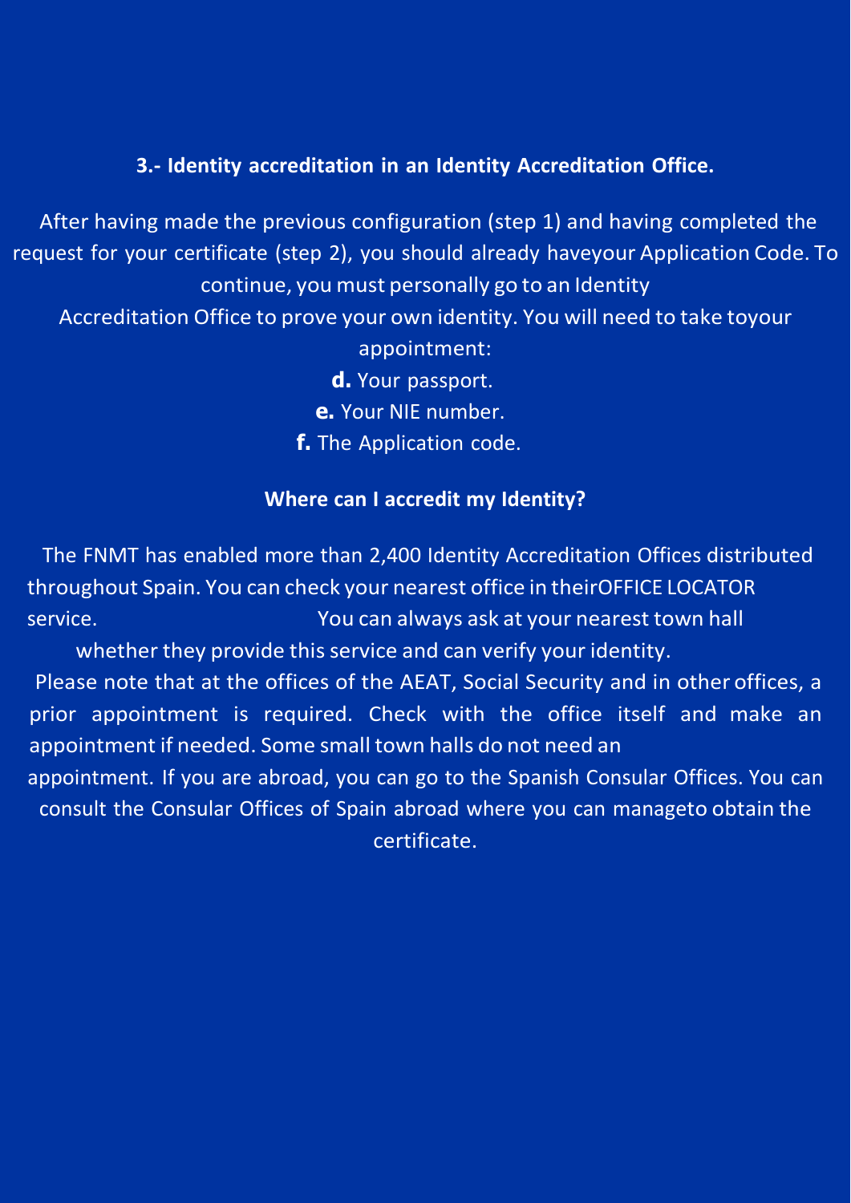### 3.- Identity accreditation in an Identity Accreditation Office.

After having made the previous configuration (step 1) and having completed the request for your certificate (step 2), you should already haveyour Application Code. To continue, you must personally go to an Identity Accreditation Office to prove your own identity. You will need to take toyour appointment:

**d.** Your passport.

**e.** Your NIE number.

**f.** The Application code.

### Where can I accredit my Identity?

The FNMT has enabled more than 2,400 Identity Accreditation Offices distributed throughout Spain. You can check your nearest office in theirOFFICE LOCATOR service. You can always ask at your nearest town hall whether they provide this service and can verify your identity.

Please note that at the offices of the AEAT, Social Security and in other offices, a prior appointment is required. Check with the office itself and make an appointment if needed. Some small town halls do not need an appointment. If you are abroad, you can go to the Spanish Consular Offices. You can consult the Consular Offices of Spain abroad where you can manageto obtain the certificate.